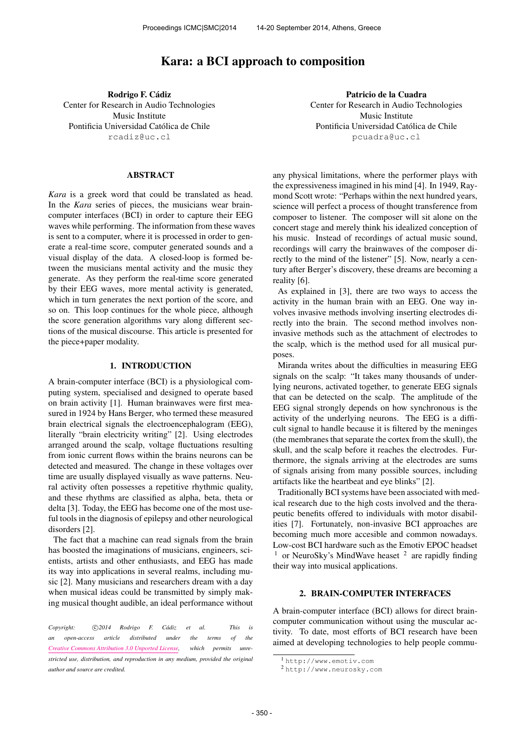# Kara: a BCI approach to composition

**Rodrigo F. Cádiz**
Center for Research in Audio Technologies
Music Institute
Pontificia Universidad Católica de Chile
rcadiz@uc.cl

**Patricio de la Cuadra**
Center for Research in Audio Technologies
Music Institute
Pontificia Universidad Católica de Chile
pcuadra@uc.cl

## ABSTRACT

*Kara* is a greek word that could be translated as head. In the *Kara* series of pieces, the musicians wear brain-computer interfaces (BCI) in order to capture their EEG waves while performing. The information from these waves is sent to a computer, where it is processed in order to generate a real-time score, computer generated sounds and a visual display of the data. A closed-loop is formed between the musicians mental activity and the music they generate. As they perform the real-time score generated by their EEG waves, more mental activity is generated, which in turn generates the next portion of the score, and so on. This loop continues for the whole piece, although the score generation algorithms vary along different sections of the musical discourse. This article is presented for the piece+paper modality.

## 1. INTRODUCTION

A brain-computer interface (BCI) is a physiological computing system, specialised and designed to operate based on brain activity [1]. Human brainwaves were first measured in 1924 by Hans Berger, who termed these measured brain electrical signals the electroencephalogram (EEG), literally "brain electricity writing" [2]. Using electrodes arranged around the scalp, voltage fluctuations resulting from ionic current flows within the brains neurons can be detected and measured. The change in these voltages over time are usually displayed visually as wave patterns. Neural activity often possesses a repetitive rhythmic quality, and these rhythms are classified as alpha, beta, theta or delta [3]. Today, the EEG has become one of the most useful tools in the diagnosis of epilepsy and other neurological disorders [2].

The fact that a machine can read signals from the brain has boosted the imaginations of musicians, engineers, scientists, artists and other enthusiasts, and EEG has made its way into applications in several realms, including music [2]. Many musicians and researchers dream with a day when musical ideas could be transmitted by simply making musical thought audible, an ideal performance without any physical limitations, where the performer plays with the expressiveness imagined in his mind [4]. In 1949, Raymond Scott wrote: "Perhaps within the next hundred years, science will perfect a process of thought transference from composer to listener. The composer will sit alone on the concert stage and merely think his idealized conception of his music. Instead of recordings of actual music sound, recordings will carry the brainwaves of the composer directly to the mind of the listener" [5]. Now, nearly a century after Berger's discovery, these dreams are becoming a reality [6].

As explained in [3], there are two ways to access the activity in the human brain with an EEG. One way involves invasive methods involving inserting electrodes directly into the brain. The second method involves non-invasive methods such as the attachment of electrodes to the scalp, which is the method used for all musical purposes.

Miranda writes about the difficulties in measuring EEG signals on the scalp: "It takes many thousands of underlying neurons, activated together, to generate EEG signals that can be detected on the scalp. The amplitude of the EEG signal strongly depends on how synchronous is the activity of the underlying neurons. The EEG is a difficult signal to handle because it is filtered by the meninges (the membranes that separate the cortex from the skull), the skull, and the scalp before it reaches the electrodes. Furthermore, the signals arriving at the electrodes are sums of signals arising from many possible sources, including artifacts like the heartbeat and eye blinks" [2].

Traditionally BCI systems have been associated with medical research due to the high costs involved and the therapeutic benefits offered to individuals with motor disabilities [7]. Fortunately, non-invasive BCI approaches are becoming much more accesible and common nowadays. Low-cost BCI hardware such as the Emotiv EPOC headset [1] or NeuroSky's MindWave heaset [2] are rapidly finding their way into musical applications.

## 2. BRAIN-COMPUTER INTERFACES

A brain-computer interface (BCI) allows for direct brain-computer communication without using the muscular activity. To date, most efforts of BCI research have been aimed at developing technologies to help people commu-

[1] http://www.emotiv.com

[2] http://www.neurosky.com

*Copyright: ©2014 Rodrigo F. Cádiz et al. This is an open-access article distributed under the terms of the Creative Commons Attribution 3.0 Unported License, which permits unrestricted use, distribution, and reproduction in any medium, provided the original author and source are credited.*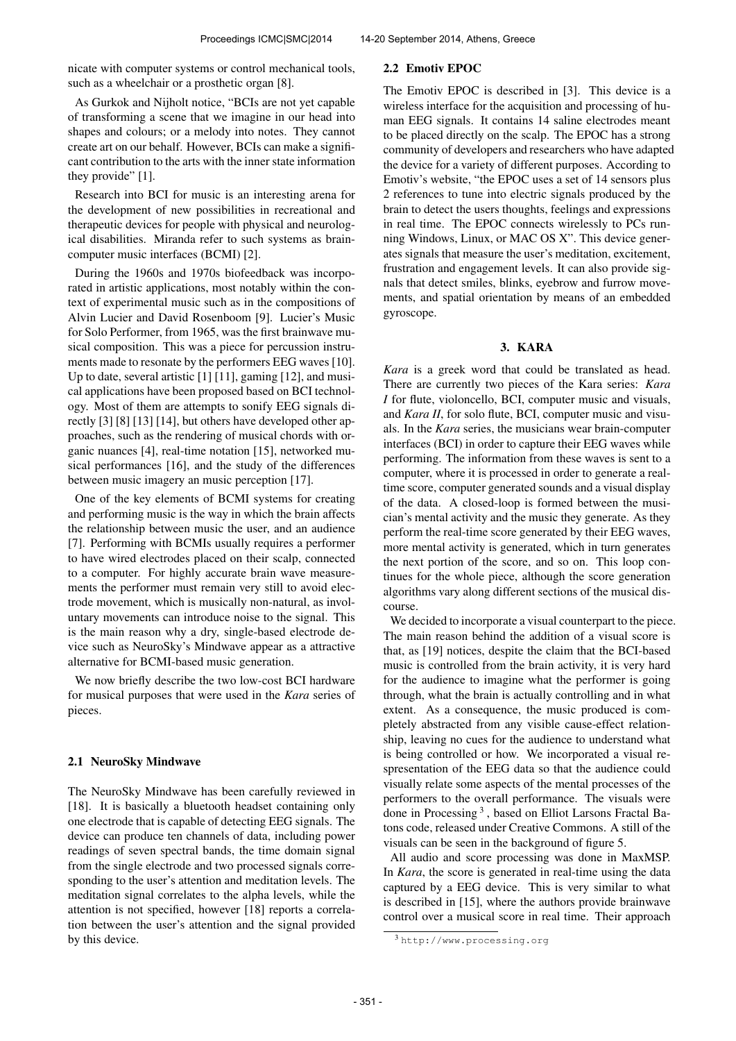nicate with computer systems or control mechanical tools, such as a wheelchair or a prosthetic organ [8].

As Gurkok and Nijholt notice, "BCIs are not yet capable of transforming a scene that we imagine in our head into shapes and colours; or a melody into notes. They cannot create art on our behalf. However, BCIs can make a significant contribution to the arts with the inner state information they provide" [1].

Research into BCI for music is an interesting arena for the development of new possibilities in recreational and therapeutic devices for people with physical and neurological disabilities. Miranda refer to such systems as brain-computer music interfaces (BCMI) [2].

During the 1960s and 1970s biofeedback was incorporated in artistic applications, most notably within the context of experimental music such as in the compositions of Alvin Lucier and David Rosenboom [9]. Lucier's Music for Solo Performer, from 1965, was the first brainwave musical composition. This was a piece for percussion instruments made to resonate by the performers EEG waves [10]. Up to date, several artistic [1] [11], gaming [12], and musical applications have been proposed based on BCI technology. Most of them are attempts to sonify EEG signals directly [3] [8] [13] [14], but others have developed other approaches, such as the rendering of musical chords with organic nuances [4], real-time notation [15], networked musical performances [16], and the study of the differences between music imagery an music perception [17].

One of the key elements of BCMI systems for creating and performing music is the way in which the brain affects the relationship between music the user, and an audience [7]. Performing with BCMIs usually requires a performer to have wired electrodes placed on their scalp, connected to a computer. For highly accurate brain wave measurements the performer must remain very still to avoid electrode movement, which is musically non-natural, as involuntary movements can introduce noise to the signal. This is the main reason why a dry, single-based electrode device such as NeuroSky's Mindwave appear as a attractive alternative for BCMI-based music generation.

We now briefly describe the two low-cost BCI hardware for musical purposes that were used in the *Kara* series of pieces.

### 2.1 NeuroSky Mindwave

The NeuroSky Mindwave has been carefully reviewed in [18]. It is basically a bluetooth headset containing only one electrode that is capable of detecting EEG signals. The device can produce ten channels of data, including power readings of seven spectral bands, the time domain signal from the single electrode and two processed signals corresponding to the user's attention and meditation levels. The meditation signal correlates to the alpha levels, while the attention is not specified, however [18] reports a correlation between the user's attention and the signal provided by this device.

### 2.2 Emotiv EPOC

The Emotiv EPOC is described in [3]. This device is a wireless interface for the acquisition and processing of human EEG signals. It contains 14 saline electrodes meant to be placed directly on the scalp. The EPOC has a strong community of developers and researchers who have adapted the device for a variety of different purposes. According to Emotiv's website, "the EPOC uses a set of 14 sensors plus 2 references to tune into electric signals produced by the brain to detect the users thoughts, feelings and expressions in real time. The EPOC connects wirelessly to PCs running Windows, Linux, or MAC OS X". This device generates signals that measure the user's meditation, excitement, frustration and engagement levels. It can also provide signals that detect smiles, blinks, eyebrow and furrow movements, and spatial orientation by means of an embedded gyroscope.

## 3. KARA

*Kara* is a greek word that could be translated as head. There are currently two pieces of the Kara series: *Kara I* for flute, violoncello, BCI, computer music and visuals, and *Kara II*, for solo flute, BCI, computer music and visuals. In the *Kara* series, the musicians wear brain-computer interfaces (BCI) in order to capture their EEG waves while performing. The information from these waves is sent to a computer, where it is processed in order to generate a real-time score, computer generated sounds and a visual display of the data. A closed-loop is formed between the musician's mental activity and the music they generate. As they perform the real-time score generated by their EEG waves, more mental activity is generated, which in turn generates the next portion of the score, and so on. This loop continues for the whole piece, although the score generation algorithms vary along different sections of the musical discourse.

We decided to incorporate a visual counterpart to the piece. The main reason behind the addition of a visual score is that, as [19] notices, despite the claim that the BCI-based music is controlled from the brain activity, it is very hard for the audience to imagine what the performer is going through, what the brain is actually controlling and in what extent. As a consequence, the music produced is completely abstracted from any visible cause-effect relationship, leaving no cues for the audience to understand what is being controlled or how. We incorporated a visual respresentation of the EEG data so that the audience could visually relate some aspects of the mental processes of the performers to the overall performance. The visuals were done in Processing [3], based on Elliot Larsons Fractal Batons code, released under Creative Commons. A still of the visuals can be seen in the background of figure 5.

All audio and score processing was done in MaxMSP. In *Kara*, the score is generated in real-time using the data captured by a EEG device. This is very similar to what is described in [15], where the authors provide brainwave control over a musical score in real time. Their approach

[3] http://www.processing.org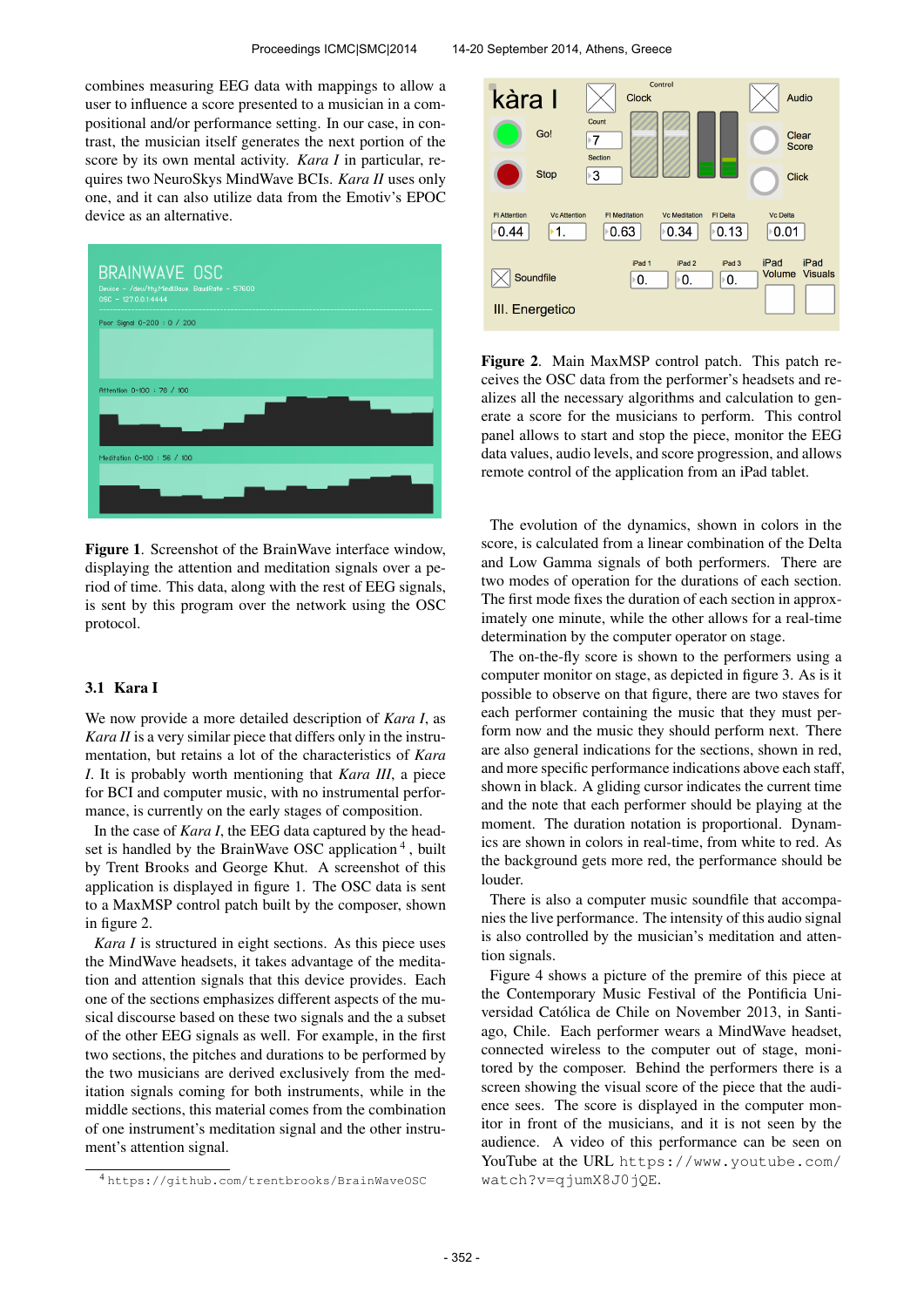combines measuring EEG data with mappings to allow a user to influence a score presented to a musician in a compositional and/or performance setting. In our case, in contrast, the musician itself generates the next portion of the score by its own mental activity. *Kara I* in particular, requires two NeuroSkys MindWave BCIs. *Kara II* uses only one, and it can also utilize data from the Emotiv's EPOC device as an alternative.

**Figure 1**. Screenshot of the BrainWave interface window, displaying the attention and meditation signals over a period of time. This data, along with the rest of EEG signals, is sent by this program over the network using the OSC protocol.

### 3.1 Kara I

We now provide a more detailed description of *Kara I*, as *Kara II* is a very similar piece that differs only in the instrumentation, but retains a lot of the characteristics of *Kara I*. It is probably worth mentioning that *Kara III*, a piece for BCI and computer music, with no instrumental performance, is currently on the early stages of composition.

In the case of *Kara I*, the EEG data captured by the headset is handled by the BrainWave OSC application [4], built by Trent Brooks and George Khut. A screenshot of this application is displayed in figure 1. The OSC data is sent to a MaxMSP control patch built by the composer, shown in figure 2.

*Kara I* is structured in eight sections. As this piece uses the MindWave headsets, it takes advantage of the meditation and attention signals that this device provides. Each one of the sections emphasizes different aspects of the musical discourse based on these two signals and the a subset of the other EEG signals as well. For example, in the first two sections, the pitches and durations to be performed by the two musicians are derived exclusively from the meditation signals coming for both instruments, while in the middle sections, this material comes from the combination of one instrument's meditation signal and the other instrument's attention signal.

[4] https://github.com/trentbrooks/BrainWaveOSC

**Figure 2**. Main MaxMSP control patch. This patch receives the OSC data from the performer's headsets and realizes all the necessary algorithms and calculation to generate a score for the musicians to perform. This control panel allows to start and stop the piece, monitor the EEG data values, audio levels, and score progression, and allows remote control of the application from an iPad tablet.

The evolution of the dynamics, shown in colors in the score, is calculated from a linear combination of the Delta and Low Gamma signals of both performers. There are two modes of operation for the durations of each section. The first mode fixes the duration of each section in approximately one minute, while the other allows for a real-time determination by the computer operator on stage.

The on-the-fly score is shown to the performers using a computer monitor on stage, as depicted in figure 3. As is it possible to observe on that figure, there are two staves for each performer containing the music that they must perform now and the music they should perform next. There are also general indications for the sections, shown in red, and more specific performance indications above each staff, shown in black. A gliding cursor indicates the current time and the note that each performer should be playing at the moment. The duration notation is proportional. Dynamics are shown in colors in real-time, from white to red. As the background gets more red, the performance should be louder.

There is also a computer music soundfile that accompanies the live performance. The intensity of this audio signal is also controlled by the musician's meditation and attention signals.

Figure 4 shows a picture of the premire of this piece at the Contemporary Music Festival of the Pontificia Universidad Católica de Chile on November 2013, in Santiago, Chile. Each performer wears a MindWave headset, connected wireless to the computer out of stage, monitored by the composer. Behind the performers there is a screen showing the visual score of the piece that the audience sees. The score is displayed in the computer monitor in front of the musicians, and it is not seen by the audience. A video of this performance can be seen on YouTube at the URL https://www.youtube.com/watch?v=qjumX8J0jQE.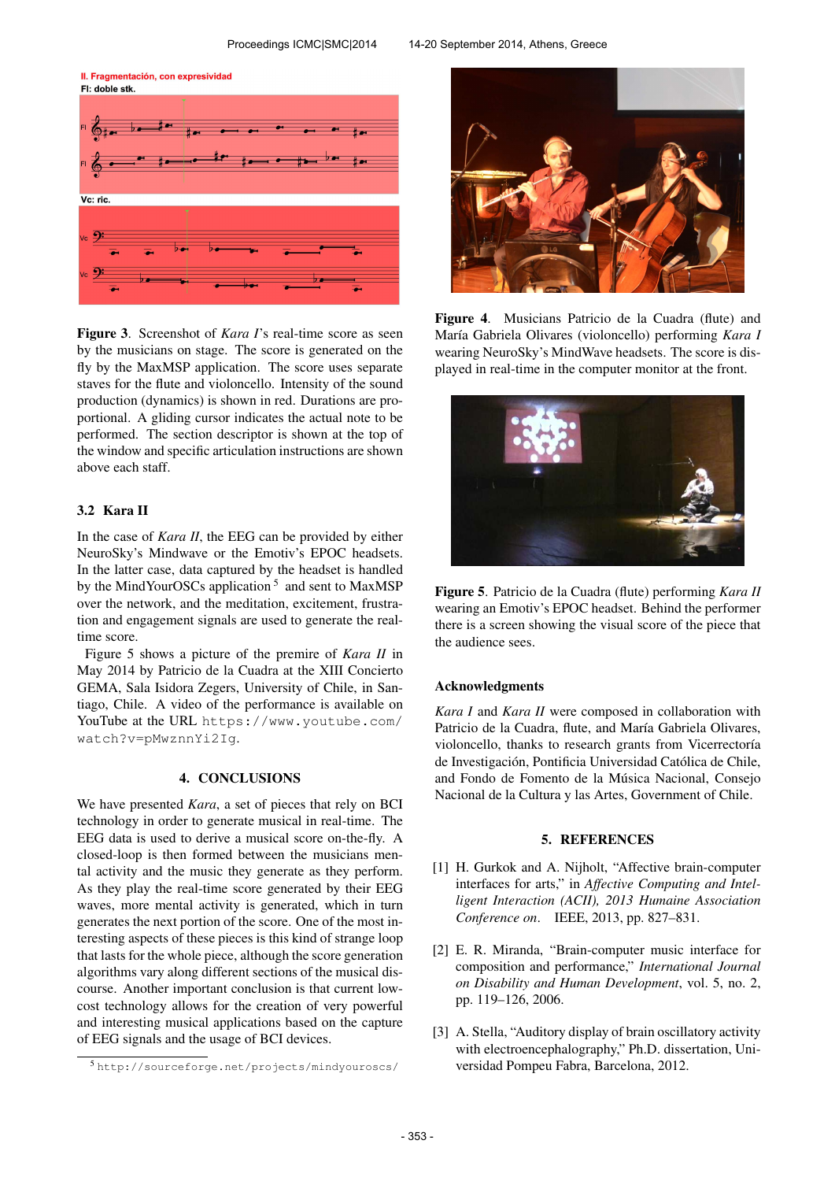**Figure 3**. Screenshot of *Kara I*'s real-time score as seen by the musicians on stage. The score is generated on the fly by the MaxMSP application. The score uses separate staves for the flute and violoncello. Intensity of the sound production (dynamics) is shown in red. Durations are proportional. A gliding cursor indicates the actual note to be performed. The section descriptor is shown at the top of the window and specific articulation instructions are shown above each staff.

### 3.2 Kara II

In the case of *Kara II*, the EEG can be provided by either NeuroSky's Mindwave or the Emotiv's EPOC headsets. In the latter case, data captured by the headset is handled by the MindYourOSCs application [5] and sent to MaxMSP over the network, and the meditation, excitement, frustration and engagement signals are used to generate the real-time score.

Figure 5 shows a picture of the premire of *Kara II* in May 2014 by Patricio de la Cuadra at the XIII Concierto GEMA, Sala Isidora Zegers, University of Chile, in Santiago, Chile. A video of the performance is available on YouTube at the URL `https://www.youtube.com/watch?v=pMwznnYi2Ig`.

## 4. CONCLUSIONS

We have presented *Kara*, a set of pieces that rely on BCI technology in order to generate musical in real-time. The EEG data is used to derive a musical score on-the-fly. A closed-loop is then formed between the musicians mental activity and the music they generate as they perform. As they play the real-time score generated by their EEG waves, more mental activity is generated, which in turn generates the next portion of the score. One of the most interesting aspects of these pieces is this kind of strange loop that lasts for the whole piece, although the score generation algorithms vary along different sections of the musical discourse. Another important conclusion is that current low-cost technology allows for the creation of very powerful and interesting musical applications based on the capture of EEG signals and the usage of BCI devices.

[5] `http://sourceforge.net/projects/mindyouroscs/`

**Figure 4**. Musicians Patricio de la Cuadra (flute) and María Gabriela Olivares (violoncello) performing *Kara I* wearing NeuroSky's MindWave headsets. The score is displayed in real-time in the computer monitor at the front.

**Figure 5**. Patricio de la Cuadra (flute) performing *Kara II* wearing an Emotiv's EPOC headset. Behind the performer there is a screen showing the visual score of the piece that the audience sees.

### Acknowledgments

*Kara I* and *Kara II* were composed in collaboration with Patricio de la Cuadra, flute, and María Gabriela Olivares, violoncello, thanks to research grants from Vicerrectoría de Investigación, Pontificia Universidad Católica de Chile, and Fondo de Fomento de la Música Nacional, Consejo Nacional de la Cultura y las Artes, Government of Chile.

## 5. REFERENCES

[1] H. Gurkok and A. Nijholt, "Affective brain-computer interfaces for arts," in *Affective Computing and Intelligent Interaction (ACII), 2013 Humaine Association Conference on*. IEEE, 2013, pp. 827–831.

[2] E. R. Miranda, "Brain-computer music interface for composition and performance," *International Journal on Disability and Human Development*, vol. 5, no. 2, pp. 119–126, 2006.

[3] A. Stella, "Auditory display of brain oscillatory activity with electroencephalography," Ph.D. dissertation, Universidad Pompeu Fabra, Barcelona, 2012.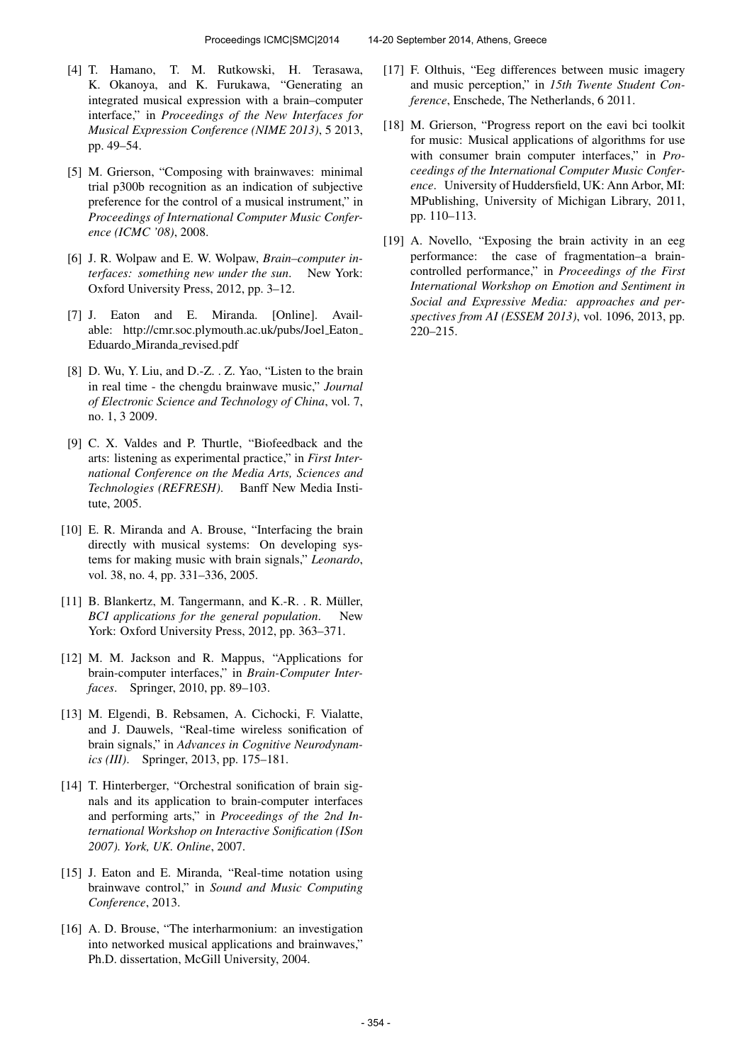[4] T. Hamano, T. M. Rutkowski, H. Terasawa, K. Okanoya, and K. Furukawa, "Generating an integrated musical expression with a brain–computer interface," in *Proceedings of the New Interfaces for Musical Expression Conference (NIME 2013)*, 5 2013, pp. 49–54.

[5] M. Grierson, "Composing with brainwaves: minimal trial p300b recognition as an indication of subjective preference for the control of a musical instrument," in *Proceedings of International Computer Music Conference (ICMC '08)*, 2008.

[6] J. R. Wolpaw and E. W. Wolpaw, *Brain–computer interfaces: something new under the sun*. New York: Oxford University Press, 2012, pp. 3–12.

[7] J. Eaton and E. Miranda. [Online]. Available: http://cmr.soc.plymouth.ac.uk/pubs/Joel_Eaton_Eduardo_Miranda_revised.pdf

[8] D. Wu, Y. Liu, and D.-Z. . Z. Yao, "Listen to the brain in real time - the chengdu brainwave music," *Journal of Electronic Science and Technology of China*, vol. 7, no. 1, 3 2009.

[9] C. X. Valdes and P. Thurtle, "Biofeedback and the arts: listening as experimental practice," in *First International Conference on the Media Arts, Sciences and Technologies (REFRESH)*. Banff New Media Institute, 2005.

[10] E. R. Miranda and A. Brouse, "Interfacing the brain directly with musical systems: On developing systems for making music with brain signals," *Leonardo*, vol. 38, no. 4, pp. 331–336, 2005.

[11] B. Blankertz, M. Tangermann, and K.-R. . R. Müller, *BCI applications for the general population*. New York: Oxford University Press, 2012, pp. 363–371.

[12] M. M. Jackson and R. Mappus, "Applications for brain-computer interfaces," in *Brain-Computer Interfaces*. Springer, 2010, pp. 89–103.

[13] M. Elgendi, B. Rebsamen, A. Cichocki, F. Vialatte, and J. Dauwels, "Real-time wireless sonification of brain signals," in *Advances in Cognitive Neurodynamics (III)*. Springer, 2013, pp. 175–181.

[14] T. Hinterberger, "Orchestral sonification of brain signals and its application to brain-computer interfaces and performing arts," in *Proceedings of the 2nd International Workshop on Interactive Sonification (ISon 2007). York, UK. Online*, 2007.

[15] J. Eaton and E. Miranda, "Real-time notation using brainwave control," in *Sound and Music Computing Conference*, 2013.

[16] A. D. Brouse, "The interharmonium: an investigation into networked musical applications and brainwaves," Ph.D. dissertation, McGill University, 2004.

[17] F. Olthuis, "Eeg differences between music imagery and music perception," in *15th Twente Student Conference*, Enschede, The Netherlands, 6 2011.

[18] M. Grierson, "Progress report on the eavi bci toolkit for music: Musical applications of algorithms for use with consumer brain computer interfaces," in *Proceedings of the International Computer Music Conference*. University of Huddersfield, UK: Ann Arbor, MI: MPublishing, University of Michigan Library, 2011, pp. 110–113.

[19] A. Novello, "Exposing the brain activity in an eeg performance: the case of fragmentation–a brain-controlled performance," in *Proceedings of the First International Workshop on Emotion and Sentiment in Social and Expressive Media: approaches and perspectives from AI (ESSEM 2013)*, vol. 1096, 2013, pp. 220–215.